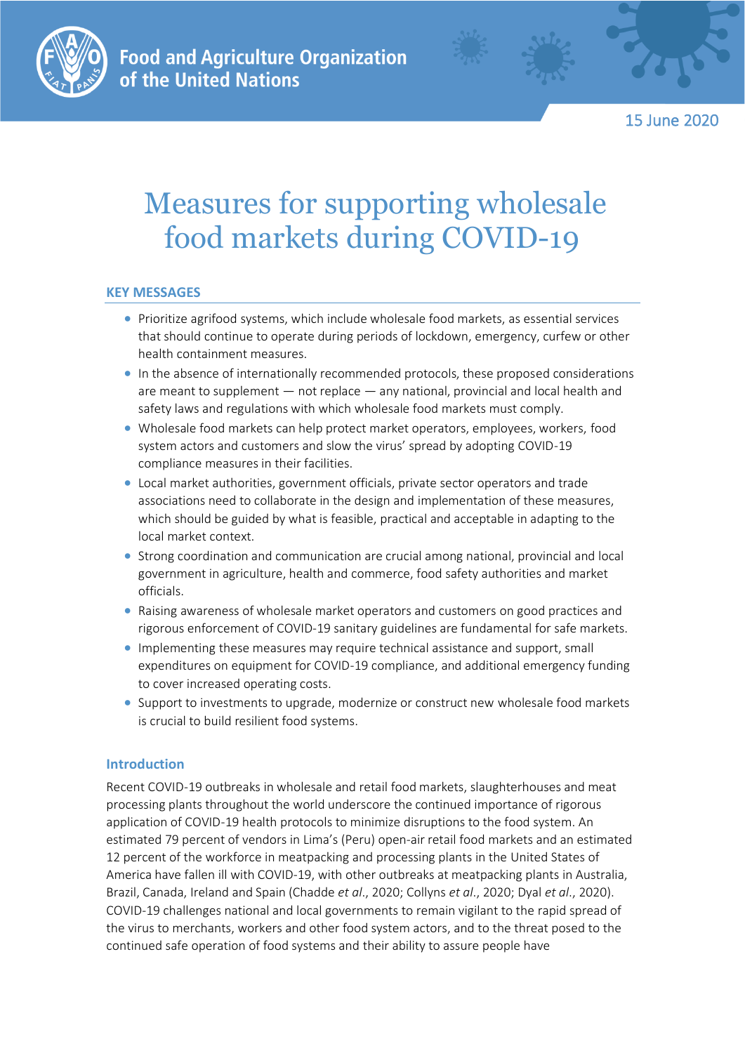Food and Agriculture Organization of the United Nations

15 June 2020

# Measures for supporting wholesale food markets during COVID-19

## KEY MESSAGES

- Prioritize agrifood systems, which include wholesale food markets, as essential services that should continue to operate during periods of lockdown, emergency, curfew or other health containment measures.
- In the absence of internationally recommended protocols, these proposed considerations are meant to supplement — not replace — any national, provincial and local health and safety laws and regulations with which wholesale food markets must comply.
- Wholesale food markets can help protect market operators, employees, workers, food system actors and customers and slow the virus' spread by adopting COVID-19 compliance measures in their facilities.
- Local market authorities, government officials, private sector operators and trade associations need to collaborate in the design and implementation of these measures, which should be guided by what is feasible, practical and acceptable in adapting to the local market context.
- Strong coordination and communication are crucial among national, provincial and local government in agriculture, health and commerce, food safety authorities and market officials.
- Raising awareness of wholesale market operators and customers on good practices and rigorous enforcement of COVID-19 sanitary guidelines are fundamental for safe markets.
- Implementing these measures may require technical assistance and support, small expenditures on equipment for COVID-19 compliance, and additional emergency funding to cover increased operating costs.
- Support to investments to upgrade, modernize or construct new wholesale food markets is crucial to build resilient food systems.

## Introduction

Recent COVID-19 outbreaks in wholesale and retail food markets, slaughterhouses and meat processing plants throughout the world underscore the continued importance of rigorous application of COVID-19 health protocols to minimize disruptions to the food system. An estimated 79 percent of vendors in Lima's (Peru) open-air retail food markets and an estimated 12 percent of the workforce in meatpacking and processing plants in the United States of America have fallen ill with COVID-19, with other outbreaks at meatpacking plants in Australia, Brazil, Canada, Ireland and Spain (Chadde *et al*., 2020; Collyns *et al*., 2020; Dyal *et al*., 2020). COVID-19 challenges national and local governments to remain vigilant to the rapid spread of the virus to merchants, workers and other food system actors, and to the threat posed to the continued safe operation of food systems and their ability to assure people have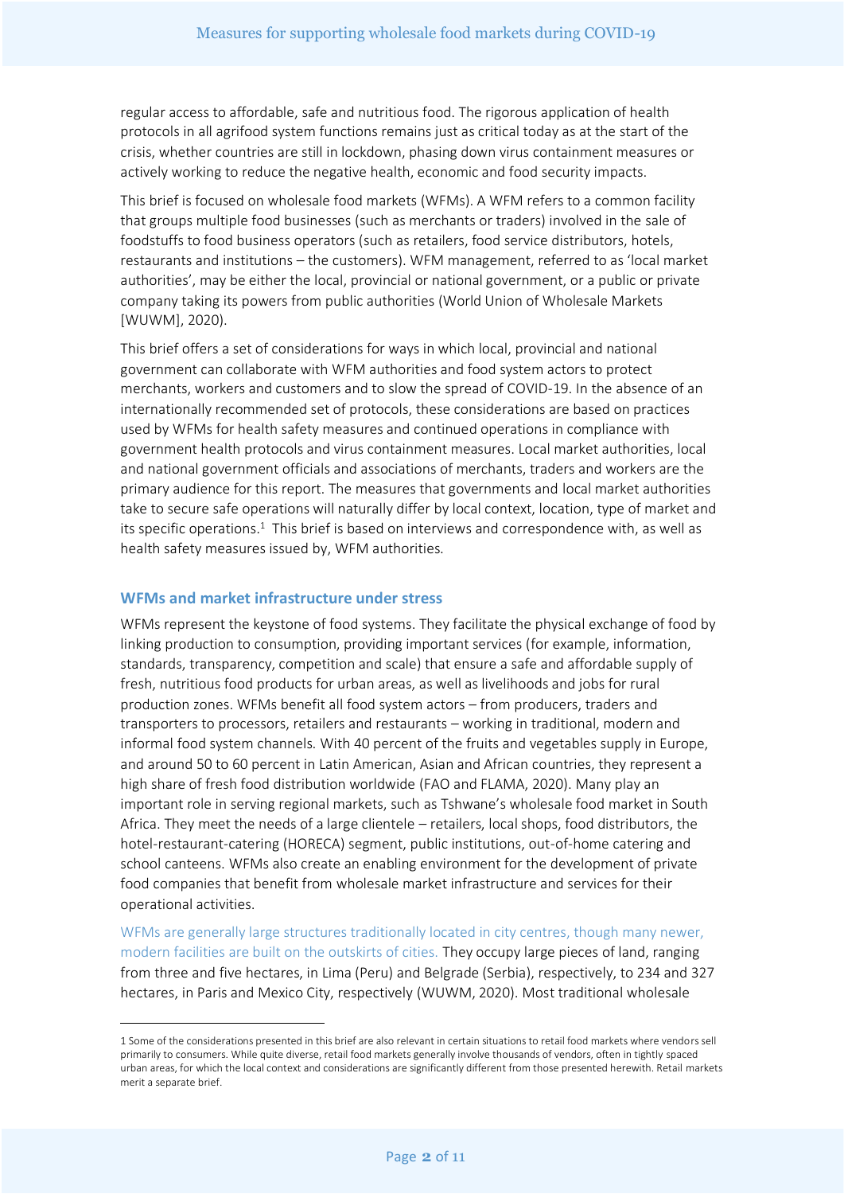regular access to affordable, safe and nutritious food. The rigorous application of health protocols in all agrifood system functions remains just as critical today as at the start of the crisis, whether countries are still in lockdown, phasing down virus containment measures or actively working to reduce the negative health, economic and food security impacts.

This brief is focused on wholesale food markets (WFMs). A WFM refers to a common facility that groups multiple food businesses (such as merchants or traders) involved in the sale of foodstuffs to food business operators (such as retailers, food service distributors, hotels, restaurants and institutions – the customers). WFM management, referred to as 'local market authorities', may be either the local, provincial or national government, or a public or private company taking its powers from public authorities (World Union of Wholesale Markets [WUWM], 2020).

This brief offers a set of considerations for ways in which local, provincial and national government can collaborate with WFM authorities and food system actors to protect merchants, workers and customers and to slow the spread of COVID-19. In the absence of an internationally recommended set of protocols, these considerations are based on practices used by WFMs for health safety measures and continued operations in compliance with government health protocols and virus containment measures. Local market authorities, local and national government officials and associations of merchants, traders and workers are the primary audience for this report. The measures that governments and local market authorities take to secure safe operations will naturally differ by local context, location, type of market and its specific operations.[1] This brief is based on interviews and correspondence with, as well as health safety measures issued by, WFM authorities.

## WFMs and market infrastructure under stress

WFMs represent the keystone of food systems. They facilitate the physical exchange of food by linking production to consumption, providing important services (for example, information, standards, transparency, competition and scale) that ensure a safe and affordable supply of fresh, nutritious food products for urban areas, as well as livelihoods and jobs for rural production zones. WFMs benefit all food system actors – from producers, traders and transporters to processors, retailers and restaurants – working in traditional, modern and informal food system channels. With 40 percent of the fruits and vegetables supply in Europe, and around 50 to 60 percent in Latin American, Asian and African countries, they represent a high share of fresh food distribution worldwide (FAO and FLAMA, 2020). Many play an important role in serving regional markets, such as Tshwane's wholesale food market in South Africa. They meet the needs of a large clientele – retailers, local shops, food distributors, the hotel-restaurant-catering (HORECA) segment, public institutions, out-of-home catering and school canteens. WFMs also create an enabling environment for the development of private food companies that benefit from wholesale market infrastructure and services for their operational activities.

WFMs are generally large structures traditionally located in city centres, though many newer, modern facilities are built on the outskirts of cities. They occupy large pieces of land, ranging from three and five hectares, in Lima (Peru) and Belgrade (Serbia), respectively, to 234 and 327 hectares, in Paris and Mexico City, respectively (WUWM, 2020). Most traditional wholesale

---

1 Some of the considerations presented in this brief are also relevant in certain situations to retail food markets where vendors sell primarily to consumers. While quite diverse, retail food markets generally involve thousands of vendors, often in tightly spaced urban areas, for which the local context and considerations are significantly different from those presented herewith. Retail markets merit a separate brief.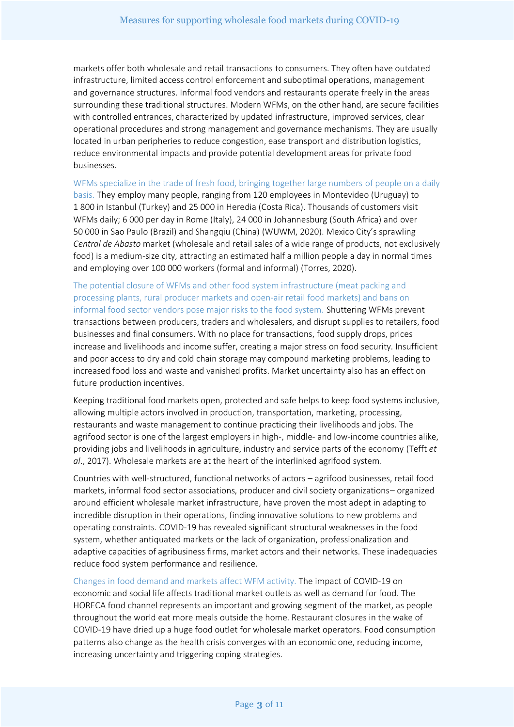markets offer both wholesale and retail transactions to consumers. They often have outdated infrastructure, limited access control enforcement and suboptimal operations, management and governance structures. Informal food vendors and restaurants operate freely in the areas surrounding these traditional structures. Modern WFMs, on the other hand, are secure facilities with controlled entrances, characterized by updated infrastructure, improved services, clear operational procedures and strong management and governance mechanisms. They are usually located in urban peripheries to reduce congestion, ease transport and distribution logistics, reduce environmental impacts and provide potential development areas for private food businesses.

WFMs specialize in the trade of fresh food, bringing together large numbers of people on a daily basis. They employ many people, ranging from 120 employees in Montevideo (Uruguay) to 1 800 in Istanbul (Turkey) and 25 000 in Heredia (Costa Rica). Thousands of customers visit WFMs daily; 6 000 per day in Rome (Italy), 24 000 in Johannesburg (South Africa) and over 50 000 in Sao Paulo (Brazil) and Shangqiu (China) (WUWM, 2020). Mexico City's sprawling *Central de Abasto* market (wholesale and retail sales of a wide range of products, not exclusively food) is a medium-size city, attracting an estimated half a million people a day in normal times and employing over 100 000 workers (formal and informal) (Torres, 2020).

The potential closure of WFMs and other food system infrastructure (meat packing and processing plants, rural producer markets and open-air retail food markets) and bans on informal food sector vendors pose major risks to the food system. Shuttering WFMs prevent transactions between producers, traders and wholesalers, and disrupt supplies to retailers, food businesses and final consumers. With no place for transactions, food supply drops, prices increase and livelihoods and income suffer, creating a major stress on food security. Insufficient and poor access to dry and cold chain storage may compound marketing problems, leading to increased food loss and waste and vanished profits. Market uncertainty also has an effect on future production incentives.

Keeping traditional food markets open, protected and safe helps to keep food systems inclusive, allowing multiple actors involved in production, transportation, marketing, processing, restaurants and waste management to continue practicing their livelihoods and jobs. The agrifood sector is one of the largest employers in high-, middle- and low-income countries alike, providing jobs and livelihoods in agriculture, industry and service parts of the economy (Tefft *et al*., 2017). Wholesale markets are at the heart of the interlinked agrifood system.

Countries with well-structured, functional networks of actors – agrifood businesses, retail food markets, informal food sector associations, producer and civil society organizations– organized around efficient wholesale market infrastructure, have proven the most adept in adapting to incredible disruption in their operations, finding innovative solutions to new problems and operating constraints. COVID-19 has revealed significant structural weaknesses in the food system, whether antiquated markets or the lack of organization, professionalization and adaptive capacities of agribusiness firms, market actors and their networks. These inadequacies reduce food system performance and resilience.

Changes in food demand and markets affect WFM activity. The impact of COVID-19 on economic and social life affects traditional market outlets as well as demand for food. The HORECA food channel represents an important and growing segment of the market, as people throughout the world eat more meals outside the home. Restaurant closures in the wake of COVID-19 have dried up a huge food outlet for wholesale market operators. Food consumption patterns also change as the health crisis converges with an economic one, reducing income, increasing uncertainty and triggering coping strategies.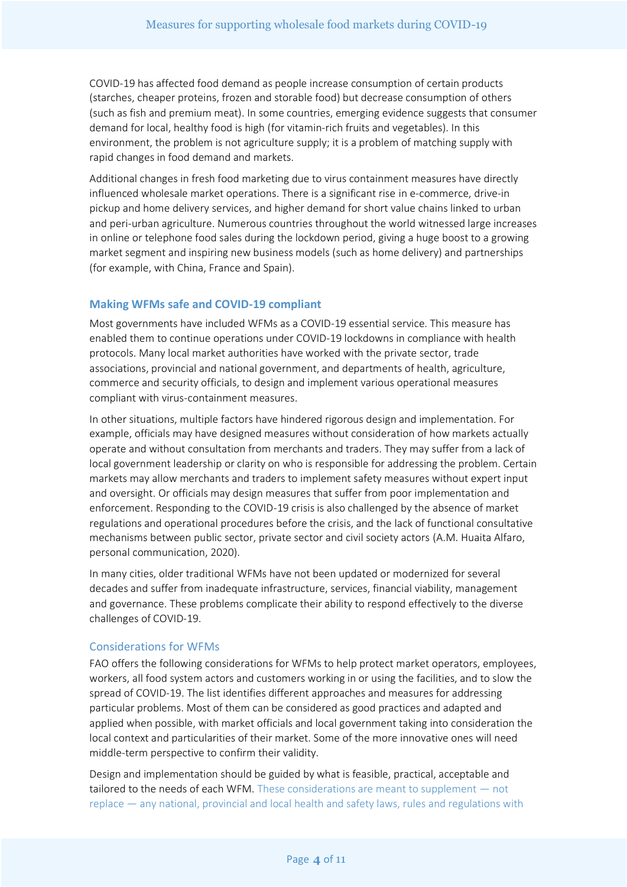COVID-19 has affected food demand as people increase consumption of certain products (starches, cheaper proteins, frozen and storable food) but decrease consumption of others (such as fish and premium meat). In some countries, emerging evidence suggests that consumer demand for local, healthy food is high (for vitamin-rich fruits and vegetables). In this environment, the problem is not agriculture supply; it is a problem of matching supply with rapid changes in food demand and markets.

Additional changes in fresh food marketing due to virus containment measures have directly influenced wholesale market operations. There is a significant rise in e-commerce, drive-in pickup and home delivery services, and higher demand for short value chains linked to urban and peri-urban agriculture. Numerous countries throughout the world witnessed large increases in online or telephone food sales during the lockdown period, giving a huge boost to a growing market segment and inspiring new business models (such as home delivery) and partnerships (for example, with China, France and Spain).

## Making WFMs safe and COVID-19 compliant

Most governments have included WFMs as a COVID-19 essential service. This measure has enabled them to continue operations under COVID-19 lockdowns in compliance with health protocols. Many local market authorities have worked with the private sector, trade associations, provincial and national government, and departments of health, agriculture, commerce and security officials, to design and implement various operational measures compliant with virus-containment measures.

In other situations, multiple factors have hindered rigorous design and implementation. For example, officials may have designed measures without consideration of how markets actually operate and without consultation from merchants and traders. They may suffer from a lack of local government leadership or clarity on who is responsible for addressing the problem. Certain markets may allow merchants and traders to implement safety measures without expert input and oversight. Or officials may design measures that suffer from poor implementation and enforcement. Responding to the COVID-19 crisis is also challenged by the absence of market regulations and operational procedures before the crisis, and the lack of functional consultative mechanisms between public sector, private sector and civil society actors (A.M. Huaita Alfaro, personal communication, 2020).

In many cities, older traditional WFMs have not been updated or modernized for several decades and suffer from inadequate infrastructure, services, financial viability, management and governance. These problems complicate their ability to respond effectively to the diverse challenges of COVID-19.

### Considerations for WFMs

FAO offers the following considerations for WFMs to help protect market operators, employees, workers, all food system actors and customers working in or using the facilities, and to slow the spread of COVID-19. The list identifies different approaches and measures for addressing particular problems. Most of them can be considered as good practices and adapted and applied when possible, with market officials and local government taking into consideration the local context and particularities of their market. Some of the more innovative ones will need middle-term perspective to confirm their validity.

Design and implementation should be guided by what is feasible, practical, acceptable and tailored to the needs of each WFM. These considerations are meant to supplement — not replace — any national, provincial and local health and safety laws, rules and regulations with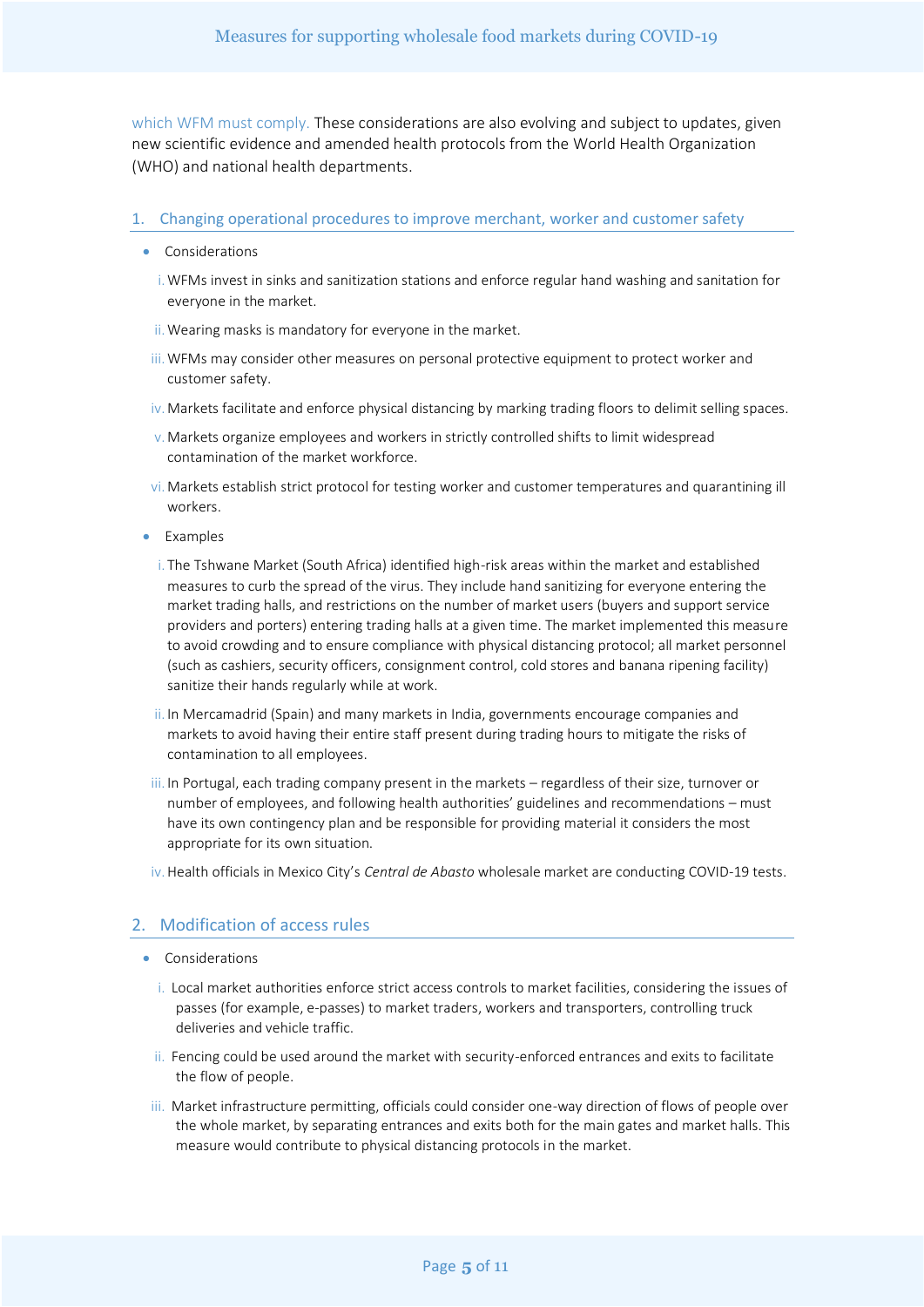which WFM must comply. These considerations are also evolving and subject to updates, given new scientific evidence and amended health protocols from the World Health Organization (WHO) and national health departments.

## 1. Changing operational procedures to improve merchant, worker and customer safety

- Considerations
  - i. WFMs invest in sinks and sanitization stations and enforce regular hand washing and sanitation for everyone in the market.
  - ii. Wearing masks is mandatory for everyone in the market.
  - iii. WFMs may consider other measures on personal protective equipment to protect worker and customer safety.
  - iv. Markets facilitate and enforce physical distancing by marking trading floors to delimit selling spaces.
  - v. Markets organize employees and workers in strictly controlled shifts to limit widespread contamination of the market workforce.
  - vi. Markets establish strict protocol for testing worker and customer temperatures and quarantining ill workers.
- Examples
  - i. The Tshwane Market (South Africa) identified high-risk areas within the market and established measures to curb the spread of the virus. They include hand sanitizing for everyone entering the market trading halls, and restrictions on the number of market users (buyers and support service providers and porters) entering trading halls at a given time. The market implemented this measure to avoid crowding and to ensure compliance with physical distancing protocol; all market personnel (such as cashiers, security officers, consignment control, cold stores and banana ripening facility) sanitize their hands regularly while at work.
  - ii. In Mercamadrid (Spain) and many markets in India, governments encourage companies and markets to avoid having their entire staff present during trading hours to mitigate the risks of contamination to all employees.
  - iii. In Portugal, each trading company present in the markets – regardless of their size, turnover or number of employees, and following health authorities' guidelines and recommendations – must have its own contingency plan and be responsible for providing material it considers the most appropriate for its own situation.
  - iv. Health officials in Mexico City's *Central de Abasto* wholesale market are conducting COVID-19 tests.

## 2. Modification of access rules

- Considerations
  - i. Local market authorities enforce strict access controls to market facilities, considering the issues of passes (for example, e-passes) to market traders, workers and transporters, controlling truck deliveries and vehicle traffic.
  - ii. Fencing could be used around the market with security-enforced entrances and exits to facilitate the flow of people.
  - iii. Market infrastructure permitting, officials could consider one-way direction of flows of people over the whole market, by separating entrances and exits both for the main gates and market halls. This measure would contribute to physical distancing protocols in the market.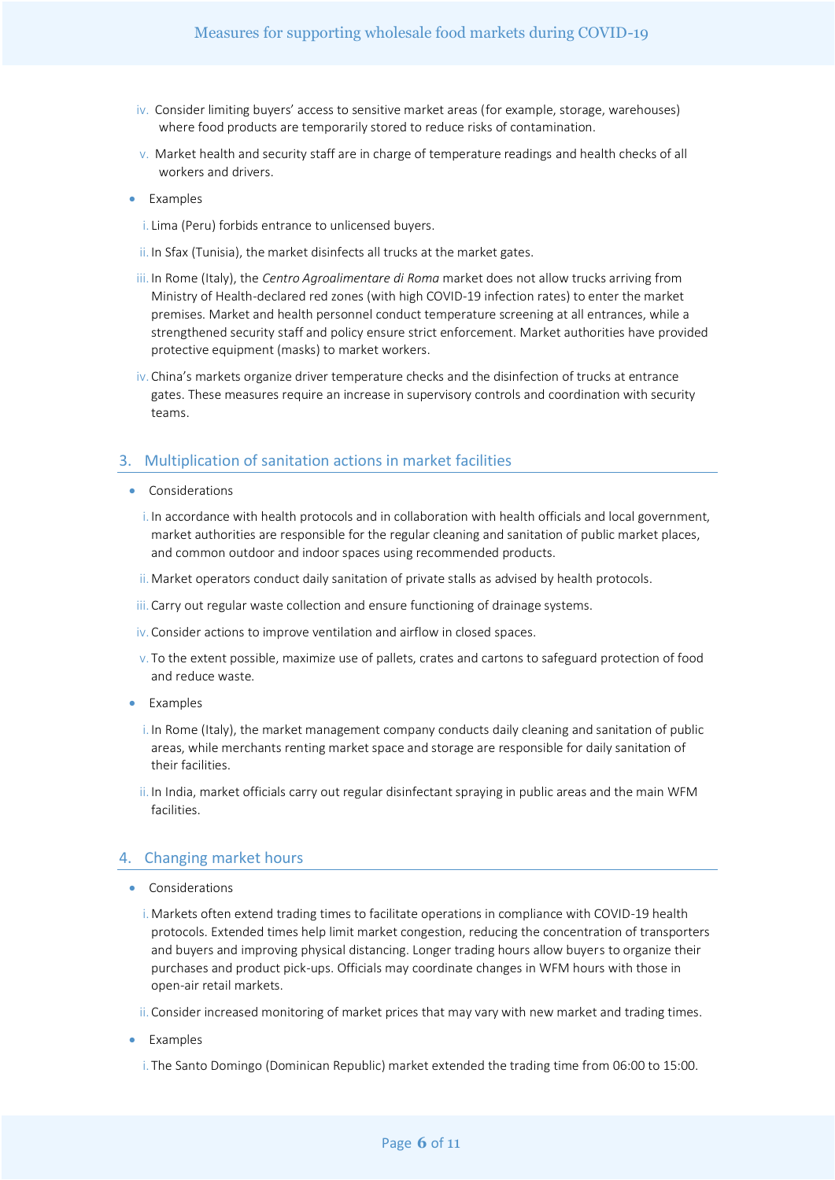iv. Consider limiting buyers' access to sensitive market areas (for example, storage, warehouses) where food products are temporarily stored to reduce risks of contamination.

v. Market health and security staff are in charge of temperature readings and health checks of all workers and drivers.

- Examples

  i. Lima (Peru) forbids entrance to unlicensed buyers.

  ii. In Sfax (Tunisia), the market disinfects all trucks at the market gates.

  iii. In Rome (Italy), the *Centro Agroalimentare di Roma* market does not allow trucks arriving from Ministry of Health-declared red zones (with high COVID-19 infection rates) to enter the market premises. Market and health personnel conduct temperature screening at all entrances, while a strengthened security staff and policy ensure strict enforcement. Market authorities have provided protective equipment (masks) to market workers.

  iv. China's markets organize driver temperature checks and the disinfection of trucks at entrance gates. These measures require an increase in supervisory controls and coordination with security teams.

## 3. Multiplication of sanitation actions in market facilities

- Considerations

  i. In accordance with health protocols and in collaboration with health officials and local government, market authorities are responsible for the regular cleaning and sanitation of public market places, and common outdoor and indoor spaces using recommended products.

  ii. Market operators conduct daily sanitation of private stalls as advised by health protocols.

  iii. Carry out regular waste collection and ensure functioning of drainage systems.

  iv. Consider actions to improve ventilation and airflow in closed spaces.

  v. To the extent possible, maximize use of pallets, crates and cartons to safeguard protection of food and reduce waste.

- Examples

  i. In Rome (Italy), the market management company conducts daily cleaning and sanitation of public areas, while merchants renting market space and storage are responsible for daily sanitation of their facilities.

  ii. In India, market officials carry out regular disinfectant spraying in public areas and the main WFM facilities.

## 4. Changing market hours

- Considerations

  i. Markets often extend trading times to facilitate operations in compliance with COVID-19 health protocols. Extended times help limit market congestion, reducing the concentration of transporters and buyers and improving physical distancing. Longer trading hours allow buyers to organize their purchases and product pick-ups. Officials may coordinate changes in WFM hours with those in open-air retail markets.

  ii. Consider increased monitoring of market prices that may vary with new market and trading times.

- Examples

  i. The Santo Domingo (Dominican Republic) market extended the trading time from 06:00 to 15:00.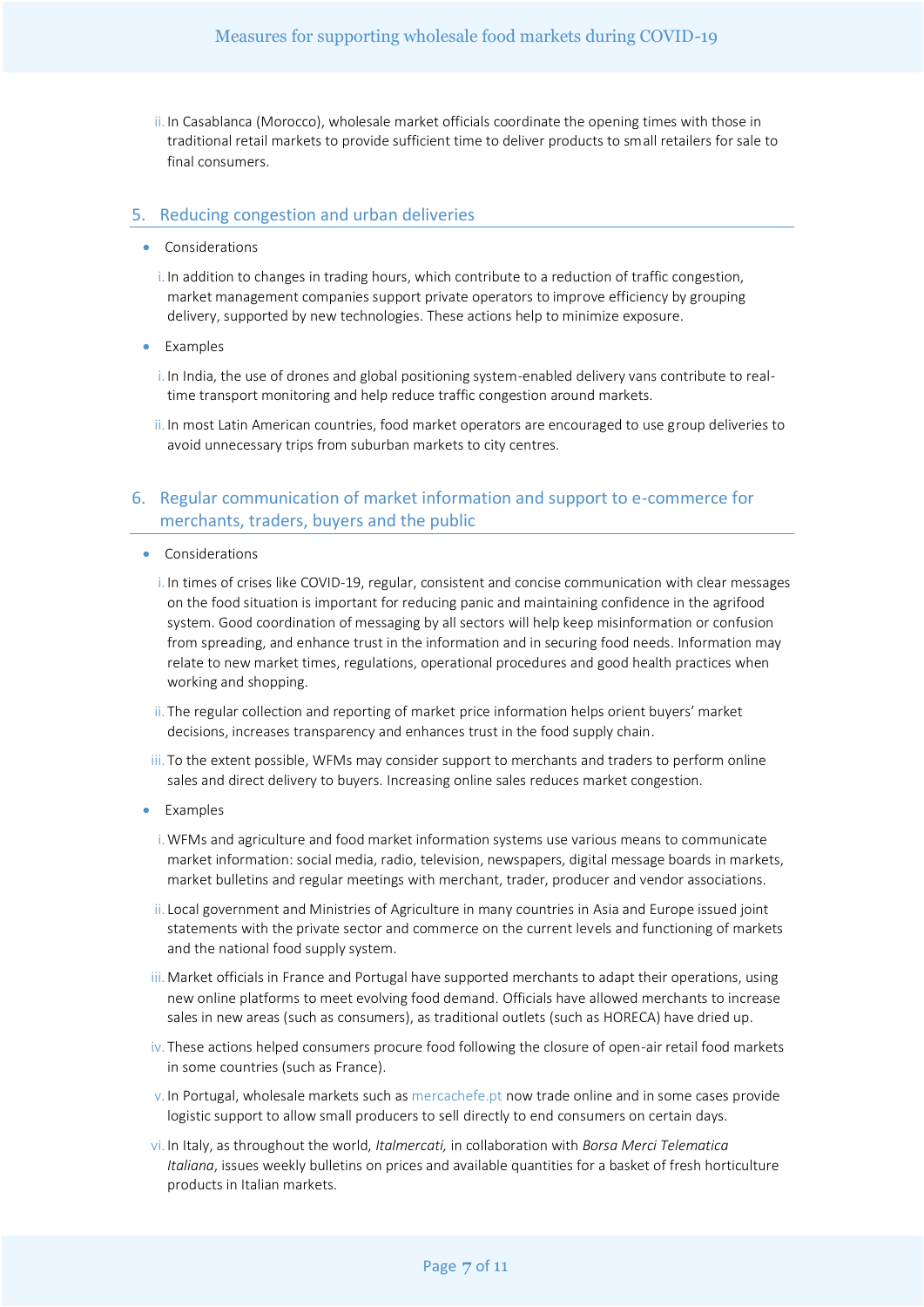ii. In Casablanca (Morocco), wholesale market officials coordinate the opening times with those in traditional retail markets to provide sufficient time to deliver products to small retailers for sale to final consumers.

## 5. Reducing congestion and urban deliveries

- Considerations

  i. In addition to changes in trading hours, which contribute to a reduction of traffic congestion, market management companies support private operators to improve efficiency by grouping delivery, supported by new technologies. These actions help to minimize exposure.

- Examples

  i. In India, the use of drones and global positioning system-enabled delivery vans contribute to real-time transport monitoring and help reduce traffic congestion around markets.

  ii. In most Latin American countries, food market operators are encouraged to use group deliveries to avoid unnecessary trips from suburban markets to city centres.

## 6. Regular communication of market information and support to e-commerce for merchants, traders, buyers and the public

- Considerations

  i. In times of crises like COVID-19, regular, consistent and concise communication with clear messages on the food situation is important for reducing panic and maintaining confidence in the agrifood system. Good coordination of messaging by all sectors will help keep misinformation or confusion from spreading, and enhance trust in the information and in securing food needs. Information may relate to new market times, regulations, operational procedures and good health practices when working and shopping.

  ii. The regular collection and reporting of market price information helps orient buyers' market decisions, increases transparency and enhances trust in the food supply chain.

  iii. To the extent possible, WFMs may consider support to merchants and traders to perform online sales and direct delivery to buyers. Increasing online sales reduces market congestion.

- Examples

  i. WFMs and agriculture and food market information systems use various means to communicate market information: social media, radio, television, newspapers, digital message boards in markets, market bulletins and regular meetings with merchant, trader, producer and vendor associations.

  ii. Local government and Ministries of Agriculture in many countries in Asia and Europe issued joint statements with the private sector and commerce on the current levels and functioning of markets and the national food supply system.

  iii. Market officials in France and Portugal have supported merchants to adapt their operations, using new online platforms to meet evolving food demand. Officials have allowed merchants to increase sales in new areas (such as consumers), as traditional outlets (such as HORECA) have dried up.

  iv. These actions helped consumers procure food following the closure of open-air retail food markets in some countries (such as France).

  v. In Portugal, wholesale markets such as mercachefe.pt now trade online and in some cases provide logistic support to allow small producers to sell directly to end consumers on certain days.

  vi. In Italy, as throughout the world, *Italmercati,* in collaboration with *Borsa Merci Telematica Italiana*, issues weekly bulletins on prices and available quantities for a basket of fresh horticulture products in Italian markets.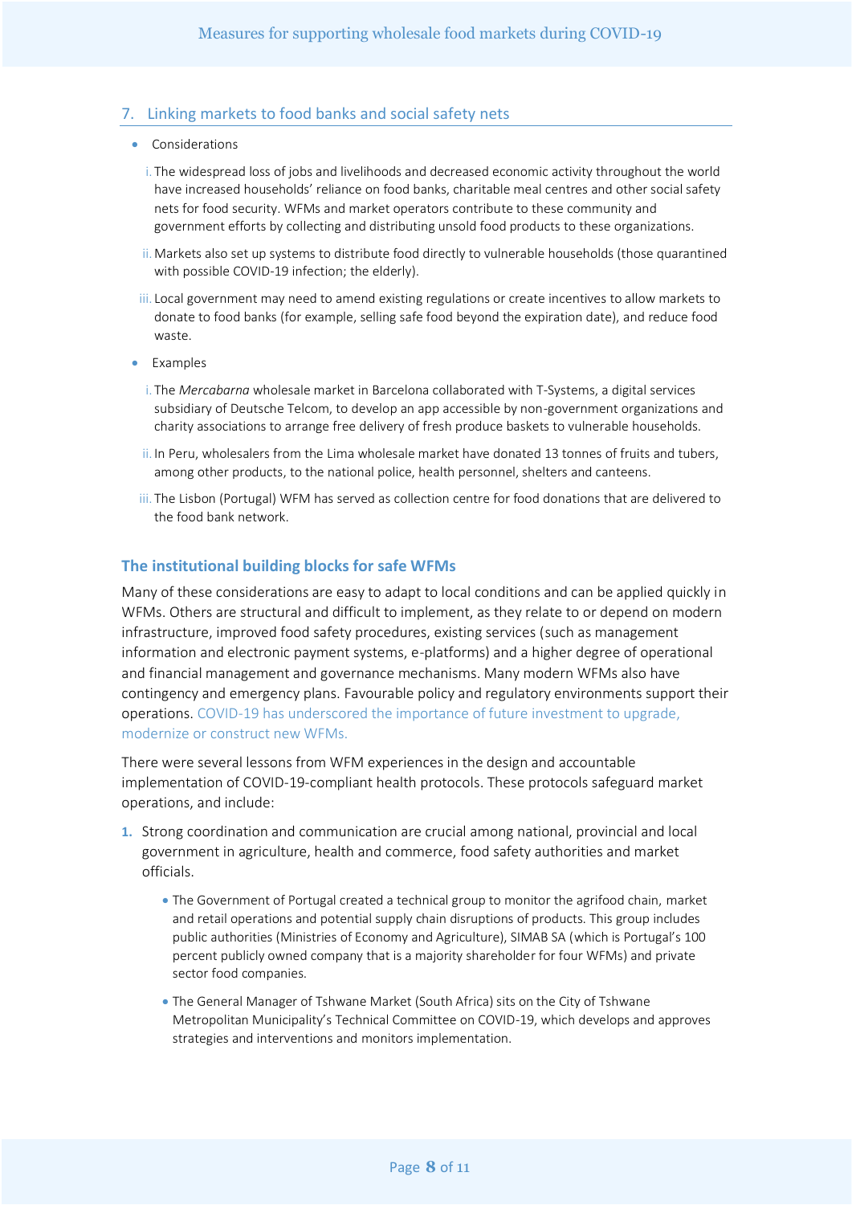## 7. Linking markets to food banks and social safety nets

- Considerations

  i. The widespread loss of jobs and livelihoods and decreased economic activity throughout the world have increased households' reliance on food banks, charitable meal centres and other social safety nets for food security. WFMs and market operators contribute to these community and government efforts by collecting and distributing unsold food products to these organizations.

  ii. Markets also set up systems to distribute food directly to vulnerable households (those quarantined with possible COVID-19 infection; the elderly).

  iii. Local government may need to amend existing regulations or create incentives to allow markets to donate to food banks (for example, selling safe food beyond the expiration date), and reduce food waste.

- Examples

  i. The *Mercabarna* wholesale market in Barcelona collaborated with T-Systems, a digital services subsidiary of Deutsche Telcom, to develop an app accessible by non-government organizations and charity associations to arrange free delivery of fresh produce baskets to vulnerable households.

  ii. In Peru, wholesalers from the Lima wholesale market have donated 13 tonnes of fruits and tubers, among other products, to the national police, health personnel, shelters and canteens.

  iii. The Lisbon (Portugal) WFM has served as collection centre for food donations that are delivered to the food bank network.

### The institutional building blocks for safe WFMs

Many of these considerations are easy to adapt to local conditions and can be applied quickly in WFMs. Others are structural and difficult to implement, as they relate to or depend on modern infrastructure, improved food safety procedures, existing services (such as management information and electronic payment systems, e-platforms) and a higher degree of operational and financial management and governance mechanisms. Many modern WFMs also have contingency and emergency plans. Favourable policy and regulatory environments support their operations. COVID-19 has underscored the importance of future investment to upgrade, modernize or construct new WFMs.

There were several lessons from WFM experiences in the design and accountable implementation of COVID-19-compliant health protocols. These protocols safeguard market operations, and include:

1. Strong coordination and communication are crucial among national, provincial and local government in agriculture, health and commerce, food safety authorities and market officials.

   - The Government of Portugal created a technical group to monitor the agrifood chain, market and retail operations and potential supply chain disruptions of products. This group includes public authorities (Ministries of Economy and Agriculture), SIMAB SA (which is Portugal's 100 percent publicly owned company that is a majority shareholder for four WFMs) and private sector food companies.

   - The General Manager of Tshwane Market (South Africa) sits on the City of Tshwane Metropolitan Municipality's Technical Committee on COVID-19, which develops and approves strategies and interventions and monitors implementation.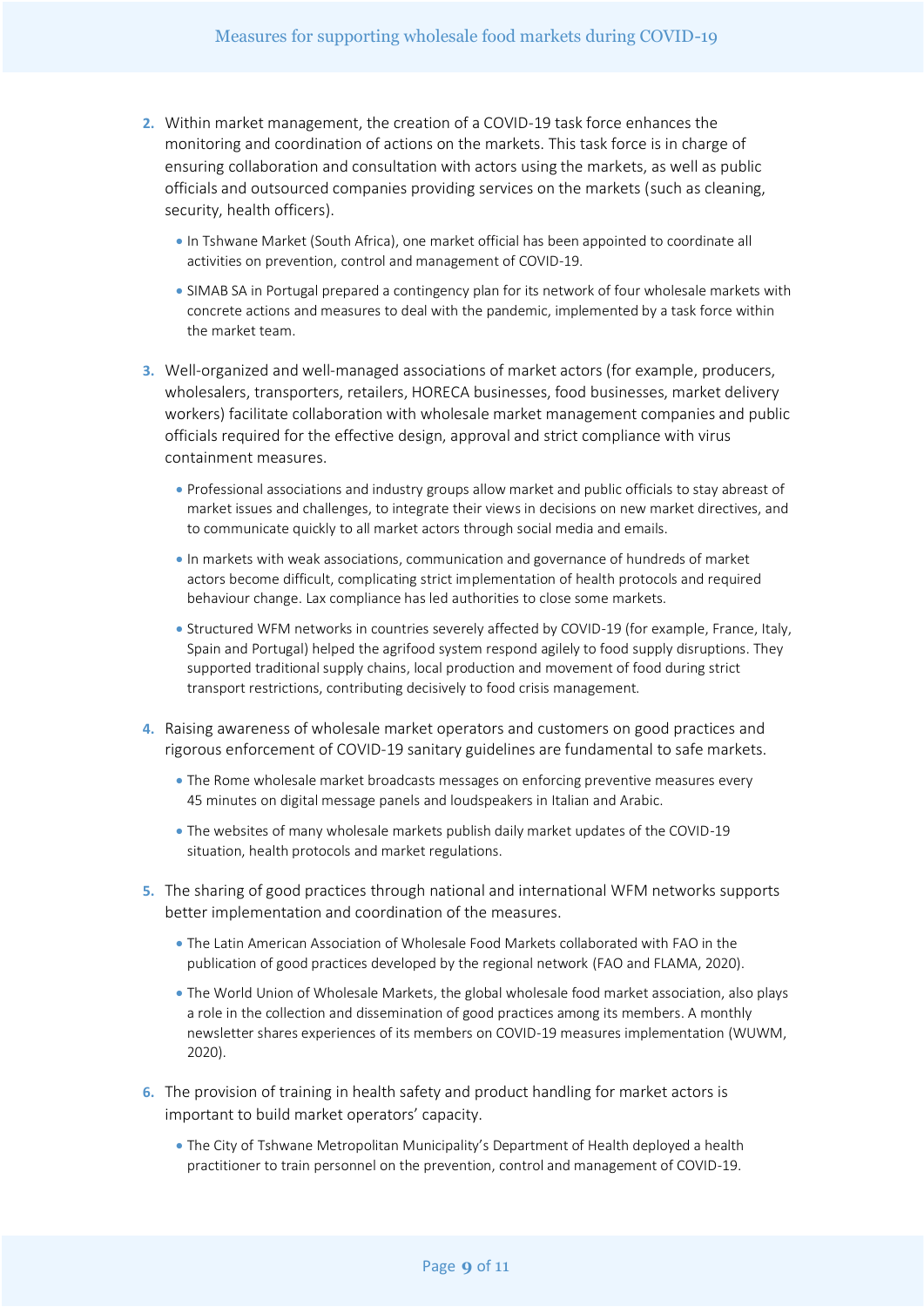2. Within market management, the creation of a COVID-19 task force enhances the monitoring and coordination of actions on the markets. This task force is in charge of ensuring collaboration and consultation with actors using the markets, as well as public officials and outsourced companies providing services on the markets (such as cleaning, security, health officers).
   - In Tshwane Market (South Africa), one market official has been appointed to coordinate all activities on prevention, control and management of COVID-19.
   - SIMAB SA in Portugal prepared a contingency plan for its network of four wholesale markets with concrete actions and measures to deal with the pandemic, implemented by a task force within the market team.

3. Well-organized and well-managed associations of market actors (for example, producers, wholesalers, transporters, retailers, HORECA businesses, food businesses, market delivery workers) facilitate collaboration with wholesale market management companies and public officials required for the effective design, approval and strict compliance with virus containment measures.
   - Professional associations and industry groups allow market and public officials to stay abreast of market issues and challenges, to integrate their views in decisions on new market directives, and to communicate quickly to all market actors through social media and emails.
   - In markets with weak associations, communication and governance of hundreds of market actors become difficult, complicating strict implementation of health protocols and required behaviour change. Lax compliance has led authorities to close some markets.
   - Structured WFM networks in countries severely affected by COVID-19 (for example, France, Italy, Spain and Portugal) helped the agrifood system respond agilely to food supply disruptions. They supported traditional supply chains, local production and movement of food during strict transport restrictions, contributing decisively to food crisis management.

4. Raising awareness of wholesale market operators and customers on good practices and rigorous enforcement of COVID-19 sanitary guidelines are fundamental to safe markets.
   - The Rome wholesale market broadcasts messages on enforcing preventive measures every 45 minutes on digital message panels and loudspeakers in Italian and Arabic.
   - The websites of many wholesale markets publish daily market updates of the COVID-19 situation, health protocols and market regulations.

5. The sharing of good practices through national and international WFM networks supports better implementation and coordination of the measures.
   - The Latin American Association of Wholesale Food Markets collaborated with FAO in the publication of good practices developed by the regional network (FAO and FLAMA, 2020).
   - The World Union of Wholesale Markets, the global wholesale food market association, also plays a role in the collection and dissemination of good practices among its members. A monthly newsletter shares experiences of its members on COVID-19 measures implementation (WUWM, 2020).

6. The provision of training in health safety and product handling for market actors is important to build market operators' capacity.
   - The City of Tshwane Metropolitan Municipality's Department of Health deployed a health practitioner to train personnel on the prevention, control and management of COVID-19.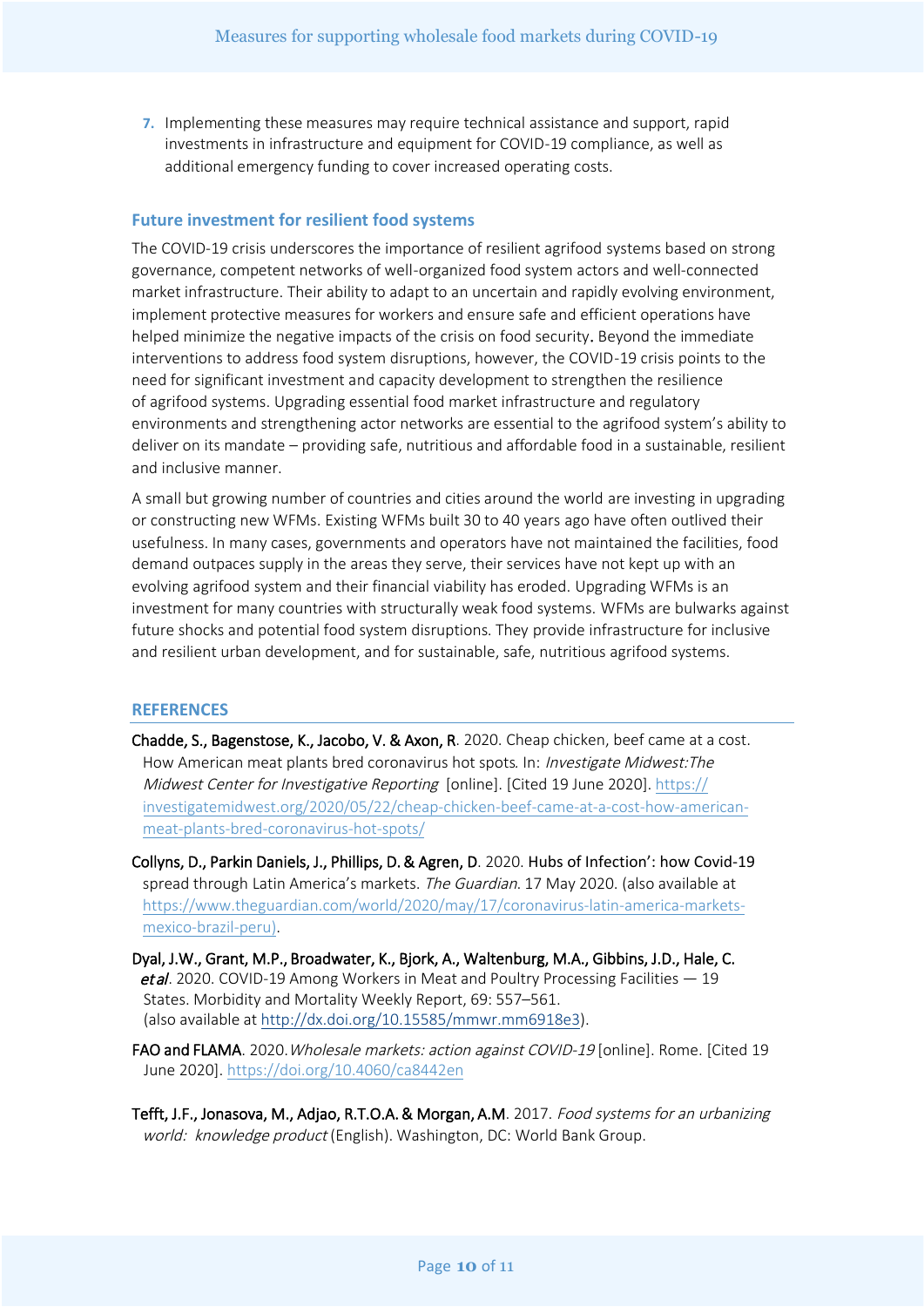7. Implementing these measures may require technical assistance and support, rapid investments in infrastructure and equipment for COVID-19 compliance, as well as additional emergency funding to cover increased operating costs.

## Future investment for resilient food systems

The COVID-19 crisis underscores the importance of resilient agrifood systems based on strong governance, competent networks of well-organized food system actors and well-connected market infrastructure. Their ability to adapt to an uncertain and rapidly evolving environment, implement protective measures for workers and ensure safe and efficient operations have helped minimize the negative impacts of the crisis on food security. Beyond the immediate interventions to address food system disruptions, however, the COVID-19 crisis points to the need for significant investment and capacity development to strengthen the resilience of agrifood systems. Upgrading essential food market infrastructure and regulatory environments and strengthening actor networks are essential to the agrifood system's ability to deliver on its mandate – providing safe, nutritious and affordable food in a sustainable, resilient and inclusive manner.

A small but growing number of countries and cities around the world are investing in upgrading or constructing new WFMs. Existing WFMs built 30 to 40 years ago have often outlived their usefulness. In many cases, governments and operators have not maintained the facilities, food demand outpaces supply in the areas they serve, their services have not kept up with an evolving agrifood system and their financial viability has eroded. Upgrading WFMs is an investment for many countries with structurally weak food systems. WFMs are bulwarks against future shocks and potential food system disruptions. They provide infrastructure for inclusive and resilient urban development, and for sustainable, safe, nutritious agrifood systems.

## REFERENCES

**Chadde, S., Bagenstose, K., Jacobo, V. & Axon, R**. 2020. Cheap chicken, beef came at a cost. How American meat plants bred coronavirus hot spots. In: *Investigate Midwest:The Midwest Center for Investigative Reporting* [online]. [Cited 19 June 2020]. https://investigatemidwest.org/2020/05/22/cheap-chicken-beef-came-at-a-cost-how-american-meat-plants-bred-coronavirus-hot-spots/

**Collyns, D., Parkin Daniels, J., Phillips, D. & Agren, D**. 2020. Hubs of Infection': how Covid-19 spread through Latin America's markets. *The Guardian*. 17 May 2020. (also available at https://www.theguardian.com/world/2020/may/17/coronavirus-latin-america-markets-mexico-brazil-peru).

**Dyal, J.W., Grant, M.P., Broadwater, K., Bjork, A., Waltenburg, M.A., Gibbins, J.D., Hale, C. *et al***. 2020. COVID-19 Among Workers in Meat and Poultry Processing Facilities — 19 States. Morbidity and Mortality Weekly Report, 69: 557–561. (also available at http://dx.doi.org/10.15585/mmwr.mm6918e3).

**FAO and FLAMA**. 2020. *Wholesale markets: action against COVID-19* [online]. Rome. [Cited 19 June 2020]. https://doi.org/10.4060/ca8442en

**Tefft, J.F., Jonasova, M., Adjao, R.T.O.A. & Morgan, A.M**. 2017. *Food systems for an urbanizing world: knowledge product* (English). Washington, DC: World Bank Group.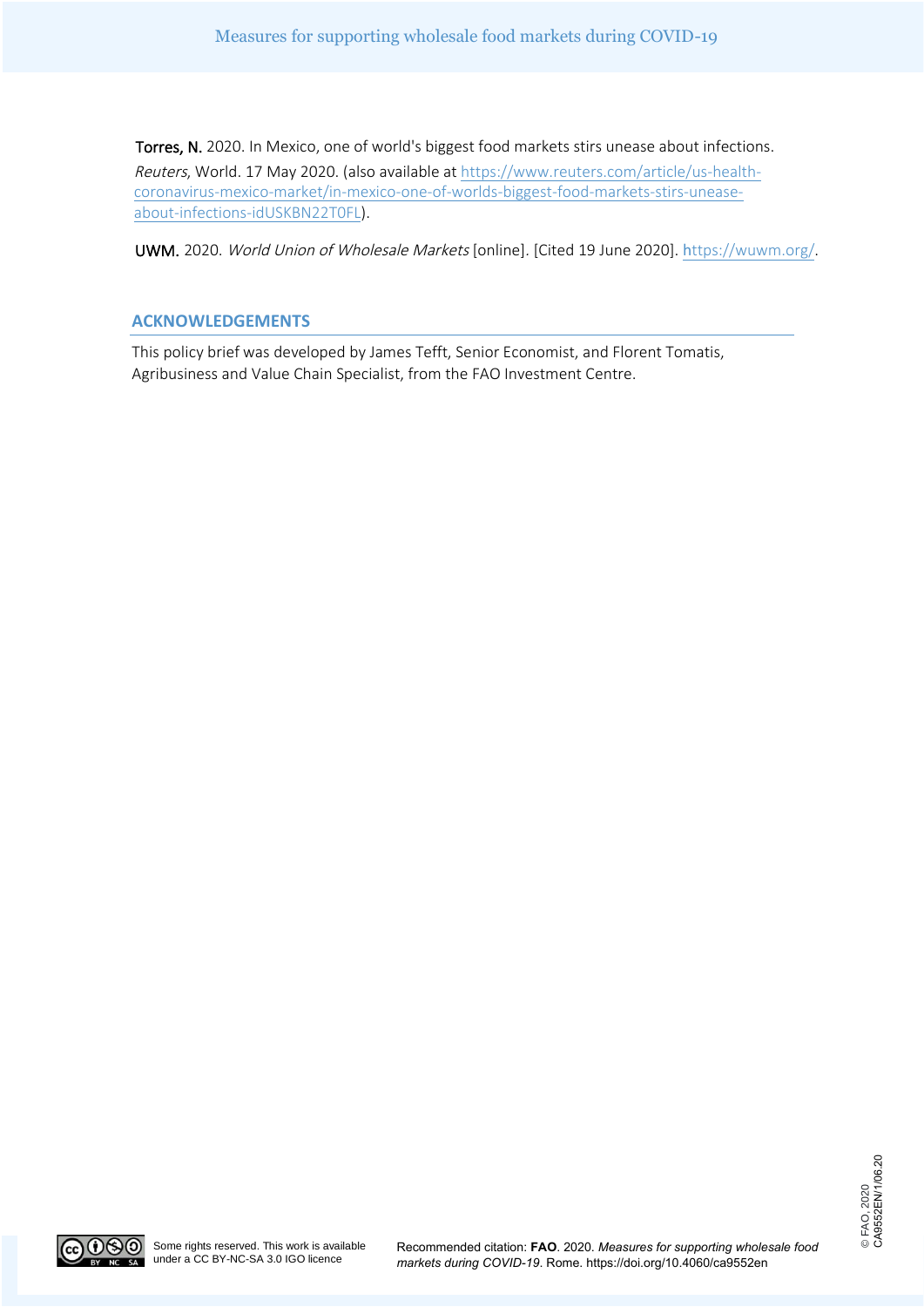**Torres, N.** 2020. In Mexico, one of world's biggest food markets stirs unease about infections. *Reuters,* World. 17 May 2020. (also available at https://www.reuters.com/article/us-health-coronavirus-mexico-market/in-mexico-one-of-worlds-biggest-food-markets-stirs-unease-about-infections-idUSKBN22T0FL).

**UWM.** 2020. *World Union of Wholesale Markets* [online]. [Cited 19 June 2020]. https://wuwm.org/.

## ACKNOWLEDGEMENTS

This policy brief was developed by James Tefft, Senior Economist, and Florent Tomatis, Agribusiness and Value Chain Specialist, from the FAO Investment Centre.

Some rights reserved. This work is available under a CC BY-NC-SA 3.0 IGO licence

Recommended citation: **FAO**. 2020. *Measures for supporting wholesale food markets during COVID-19*. Rome. https://doi.org/10.4060/ca9552en

© FAO, 2020
CA9552EN/1/06.20